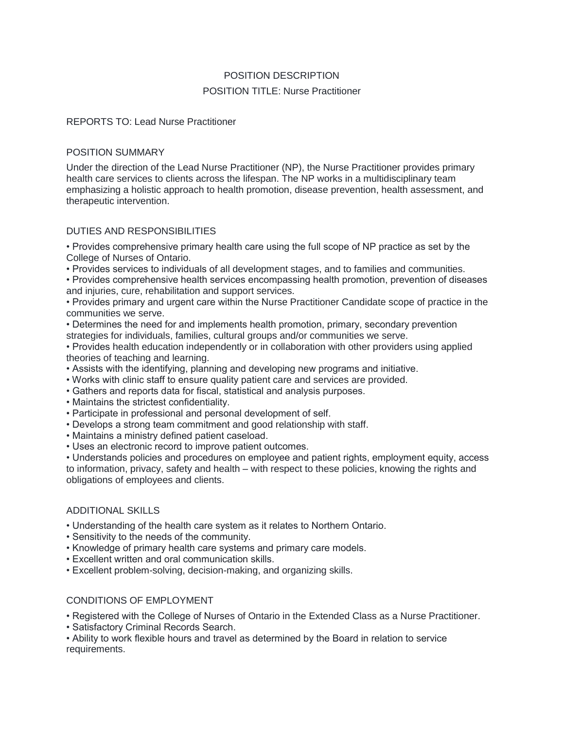# POSITION DESCRIPTION

## POSITION TITLE: Nurse Practitioner

REPORTS TO: Lead Nurse Practitioner

## POSITION SUMMARY

Under the direction of the Lead Nurse Practitioner (NP), the Nurse Practitioner provides primary health care services to clients across the lifespan. The NP works in a multidisciplinary team emphasizing a holistic approach to health promotion, disease prevention, health assessment, and therapeutic intervention.

## DUTIES AND RESPONSIBILITIES

- Provides comprehensive primary health care using the full scope of NP practice as set by the College of Nurses of Ontario.
- Provides services to individuals of all development stages, and to families and communities.
- Provides comprehensive health services encompassing health promotion, prevention of diseases and injuries, cure, rehabilitation and support services.
- Provides primary and urgent care within the Nurse Practitioner Candidate scope of practice in the communities we serve.
- Determines the need for and implements health promotion, primary, secondary prevention strategies for individuals, families, cultural groups and/or communities we serve.
- Provides health education independently or in collaboration with other providers using applied theories of teaching and learning.
- Assists with the identifying, planning and developing new programs and initiative.
- Works with clinic staff to ensure quality patient care and services are provided.
- Gathers and reports data for fiscal, statistical and analysis purposes.
- Maintains the strictest confidentiality.
- Participate in professional and personal development of self.
- Develops a strong team commitment and good relationship with staff.
- Maintains a ministry defined patient caseload.
- Uses an electronic record to improve patient outcomes.
- Understands policies and procedures on employee and patient rights, employment equity, access to information, privacy, safety and health – with respect to these policies, knowing the rights and obligations of employees and clients.

## ADDITIONAL SKILLS

- Understanding of the health care system as it relates to Northern Ontario.
- Sensitivity to the needs of the community.
- Knowledge of primary health care systems and primary care models.
- Excellent written and oral communication skills.
- Excellent problem-solving, decision-making, and organizing skills.

## CONDITIONS OF EMPLOYMENT

- Registered with the College of Nurses of Ontario in the Extended Class as a Nurse Practitioner.
- Satisfactory Criminal Records Search.
- Ability to work flexible hours and travel as determined by the Board in relation to service requirements.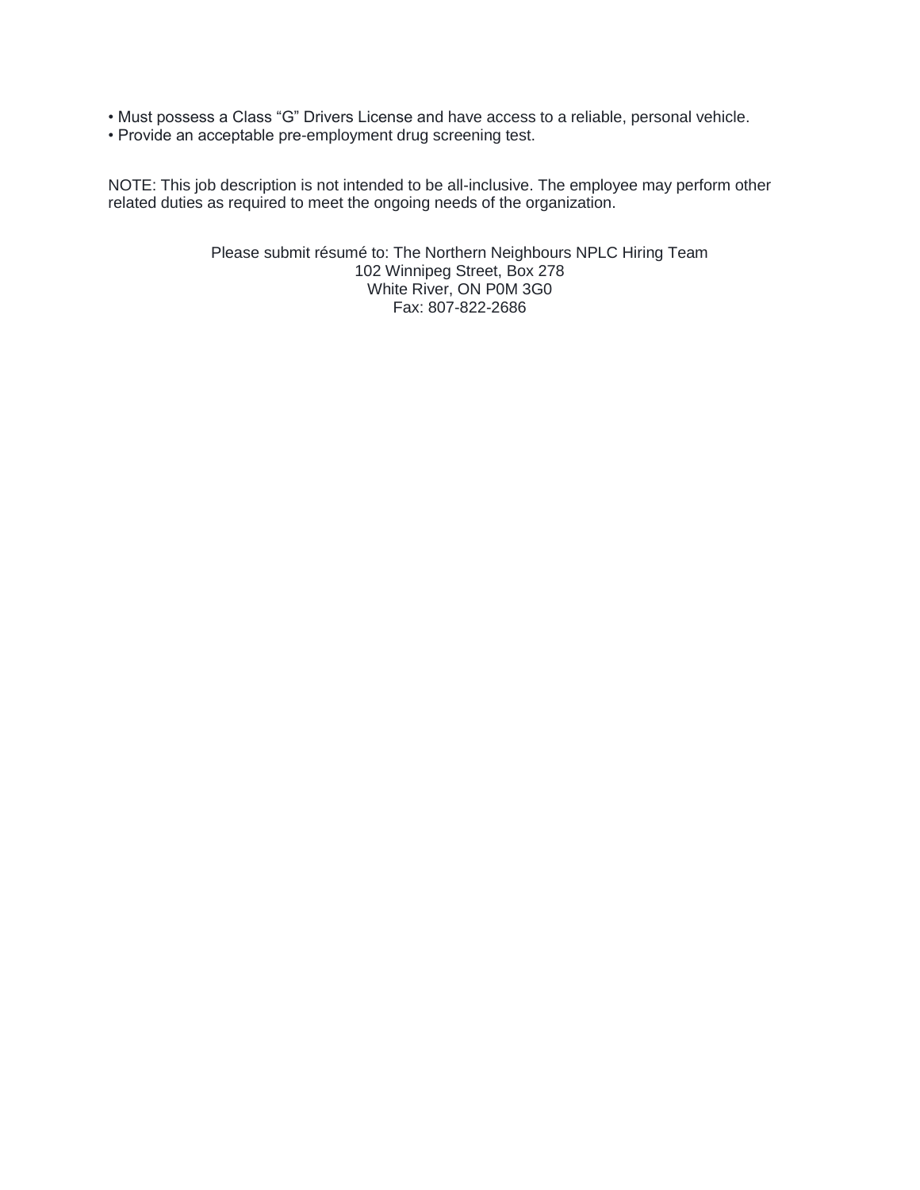- Must possess a Class “G” Drivers License and have access to a reliable, personal vehicle.
- Provide an acceptable pre-employment drug screening test.

NOTE: This job description is not intended to be all-inclusive. The employee may perform other related duties as required to meet the ongoing needs of the organization.

Please submit résumé to: The Northern Neighbours NPLC Hiring Team
102 Winnipeg Street, Box 278
White River, ON P0M 3G0
Fax: 807-822-2686